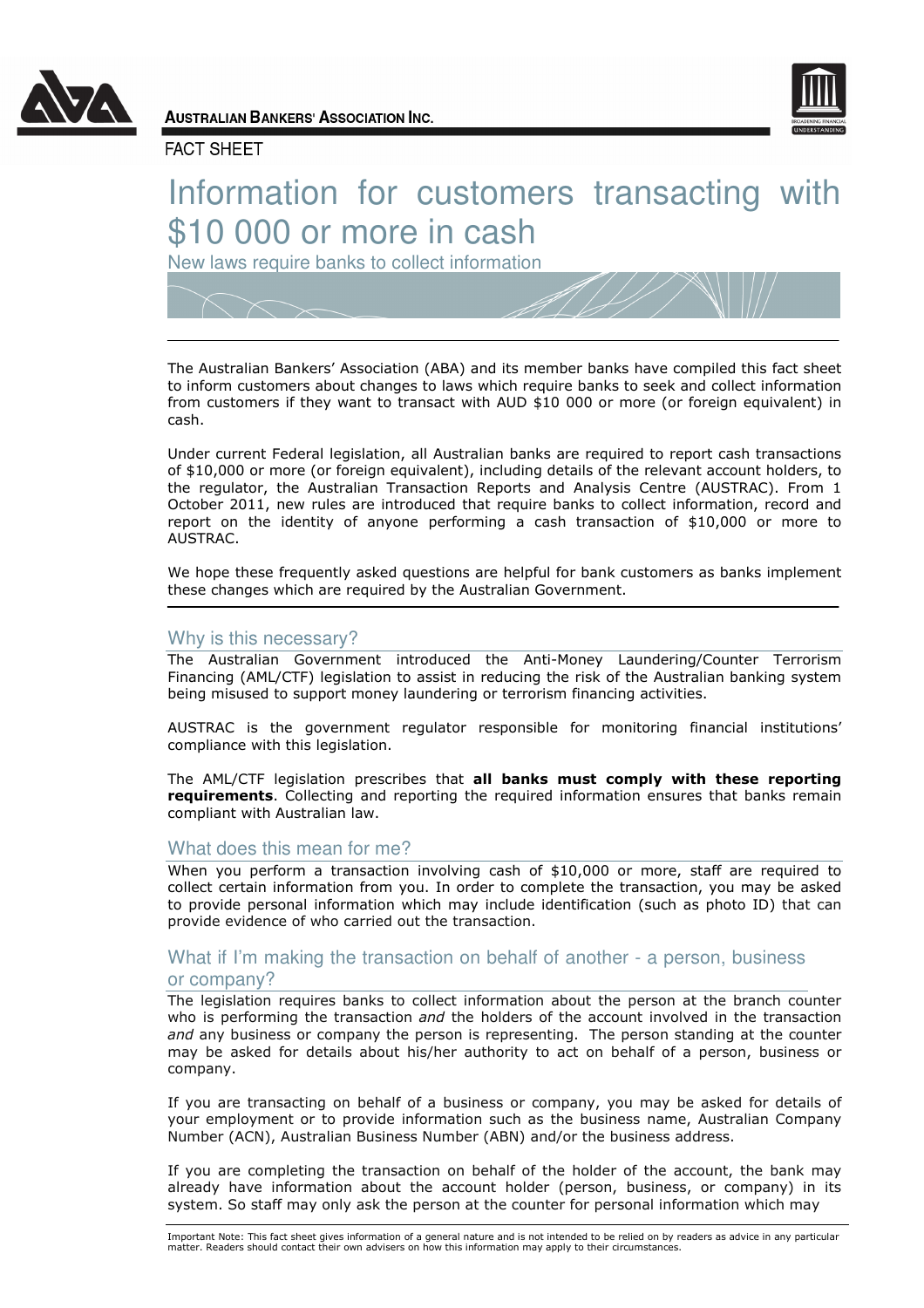AUSTRALIAN BANKERS' ASSOCIATION INC.

FACT SHEET

# Information for customers transacting with $10 000 or more in cash

New laws require banks to collect information

The Australian Bankers' Association (ABA) and its member banks have compiled this fact sheet to inform customers about changes to laws which require banks to seek and collect information from customers if they want to transact with AUD $10 000 or more (or foreign equivalent) in cash.

Under current Federal legislation, all Australian banks are required to report cash transactions of $10,000 or more (or foreign equivalent), including details of the relevant account holders, to the regulator, the Australian Transaction Reports and Analysis Centre (AUSTRAC). From 1 October 2011, new rules are introduced that require banks to collect information, record and report on the identity of anyone performing a cash transaction of $10,000 or more to AUSTRAC.

We hope these frequently asked questions are helpful for bank customers as banks implement these changes which are required by the Australian Government.

## Why is this necessary?

The Australian Government introduced the Anti-Money Laundering/Counter Terrorism Financing (AML/CTF) legislation to assist in reducing the risk of the Australian banking system being misused to support money laundering or terrorism financing activities.

AUSTRAC is the government regulator responsible for monitoring financial institutions' compliance with this legislation.

The AML/CTF legislation prescribes that **all banks must comply with these reporting requirements**. Collecting and reporting the required information ensures that banks remain compliant with Australian law.

## What does this mean for me?

When you perform a transaction involving cash of $10,000 or more, staff are required to collect certain information from you. In order to complete the transaction, you may be asked to provide personal information which may include identification (such as photo ID) that can provide evidence of who carried out the transaction.

## What if I'm making the transaction on behalf of another - a person, business or company?

The legislation requires banks to collect information about the person at the branch counter who is performing the transaction *and* the holders of the account involved in the transaction *and* any business or company the person is representing. The person standing at the counter may be asked for details about his/her authority to act on behalf of a person, business or company.

If you are transacting on behalf of a business or company, you may be asked for details of your employment or to provide information such as the business name, Australian Company Number (ACN), Australian Business Number (ABN) and/or the business address.

If you are completing the transaction on behalf of the holder of the account, the bank may already have information about the account holder (person, business, or company) in its system. So staff may only ask the person at the counter for personal information which may

Important Note: This fact sheet gives information of a general nature and is not intended to be relied on by readers as advice in any particular matter. Readers should contact their own advisers on how this information may apply to their circumstances.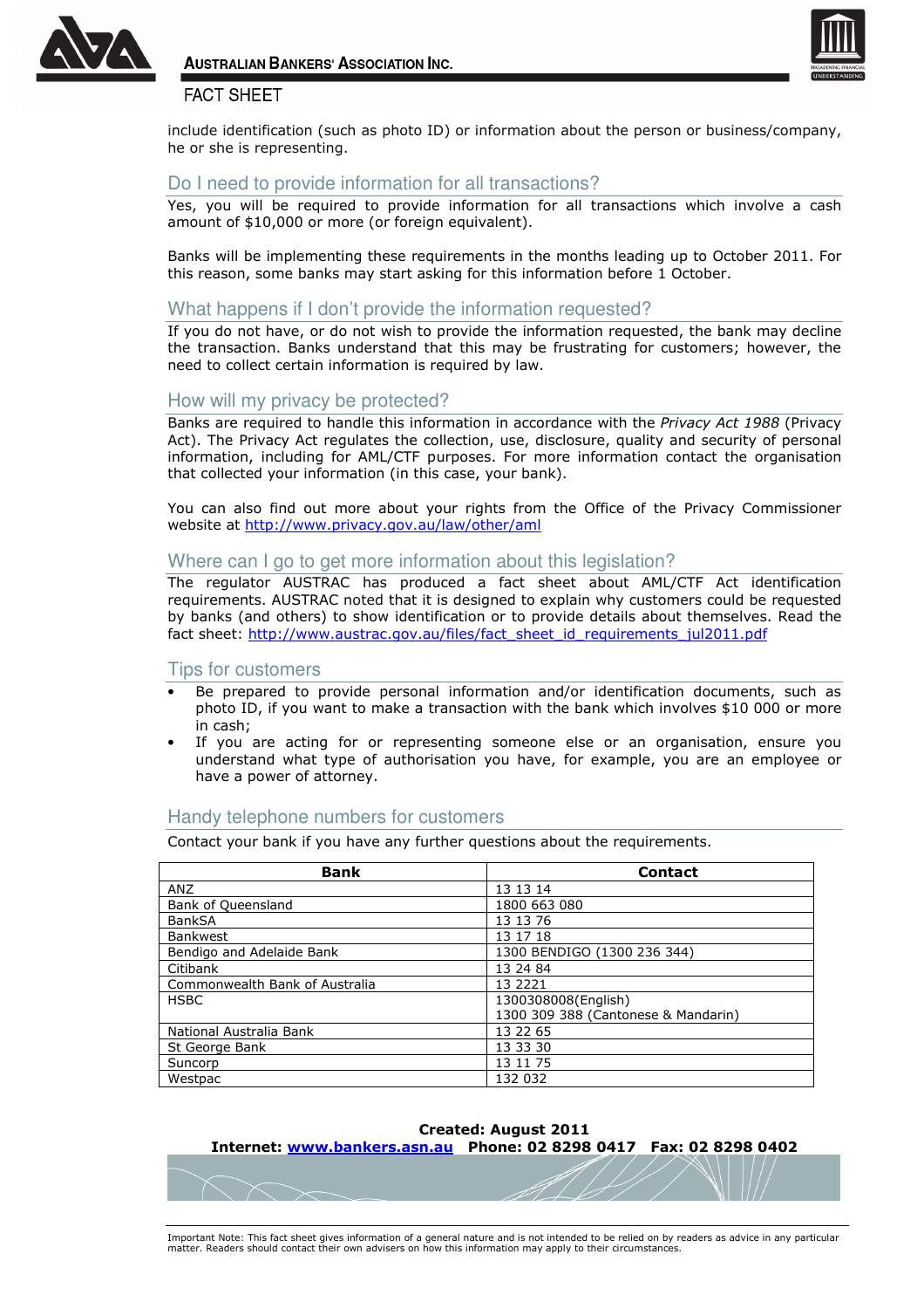include identification (such as photo ID) or information about the person or business/company, he or she is representing.

## Do I need to provide information for all transactions?

Yes, you will be required to provide information for all transactions which involve a cash amount of $10,000 or more (or foreign equivalent).

Banks will be implementing these requirements in the months leading up to October 2011. For this reason, some banks may start asking for this information before 1 October.

## What happens if I don't provide the information requested?

If you do not have, or do not wish to provide the information requested, the bank may decline the transaction. Banks understand that this may be frustrating for customers; however, the need to collect certain information is required by law.

## How will my privacy be protected?

Banks are required to handle this information in accordance with the *Privacy Act 1988* (Privacy Act). The Privacy Act regulates the collection, use, disclosure, quality and security of personal information, including for AML/CTF purposes. For more information contact the organisation that collected your information (in this case, your bank).

You can also find out more about your rights from the Office of the Privacy Commissioner website at http://www.privacy.gov.au/law/other/aml

## Where can I go to get more information about this legislation?

The regulator AUSTRAC has produced a fact sheet about AML/CTF Act identification requirements. AUSTRAC noted that it is designed to explain why customers could be requested by banks (and others) to show identification or to provide details about themselves. Read the fact sheet: http://www.austrac.gov.au/files/fact_sheet_id_requirements_jul2011.pdf

## Tips for customers

- Be prepared to provide personal information and/or identification documents, such as photo ID, if you want to make a transaction with the bank which involves $10 000 or more in cash;
- If you are acting for or representing someone else or an organisation, ensure you understand what type of authorisation you have, for example, you are an employee or have a power of attorney.

## Handy telephone numbers for customers

Contact your bank if you have any further questions about the requirements.

| Bank | Contact |
|---|---|
| ANZ | 13 13 14 |
| Bank of Queensland | 1800 663 080 |
| BankSA | 13 13 76 |
| Bankwest | 13 17 18 |
| Bendigo and Adelaide Bank | 1300 BENDIGO (1300 236 344) |
| Citibank | 13 24 84 |
| Commonwealth Bank of Australia | 13 2221 |
| HSBC | 1300308008(English)<br>1300 309 388 (Cantonese & Mandarin) |
| National Australia Bank | 13 22 65 |
| St George Bank | 13 33 30 |
| Suncorp | 13 11 75 |
| Westpac | 132 032 |

**Created: August 2011**

**Internet: www.bankers.asn.au Phone: 02 8298 0417 Fax: 02 8298 0402**

Important Note: This fact sheet gives information of a general nature and is not intended to be relied on by readers as advice in any particular matter. Readers should contact their own advisers on how this information may apply to their circumstances.